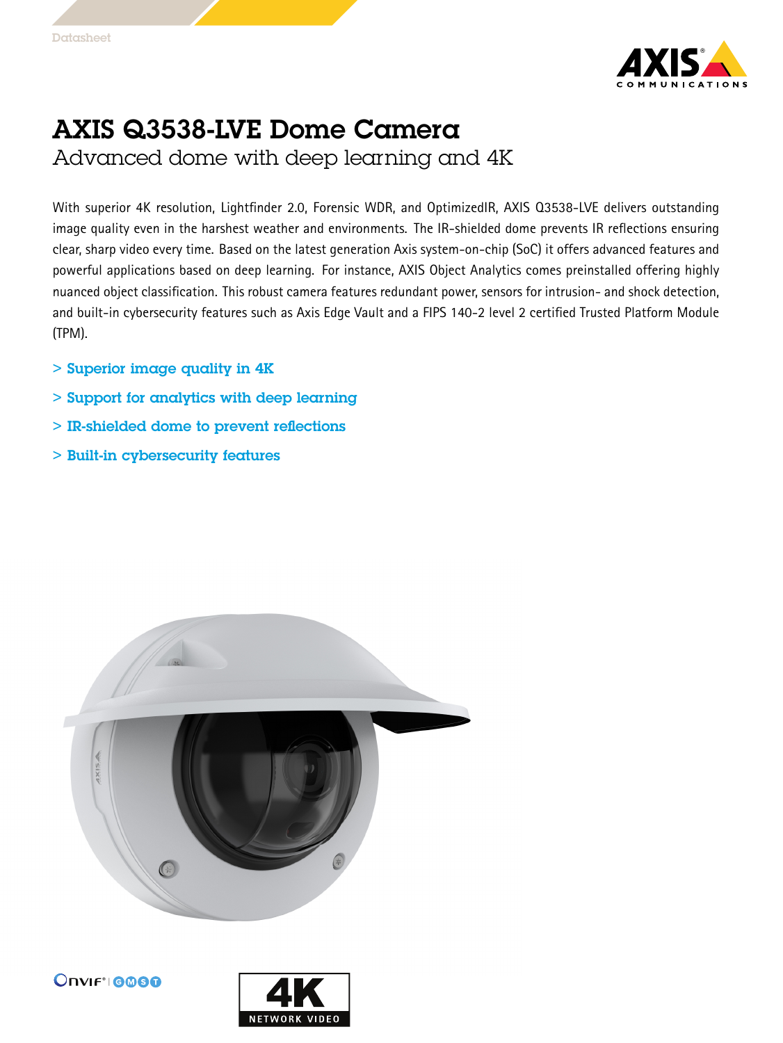Datasheet

# AXIS Q3538-LVE Dome Camera

## Advanced dome with deep learning and 4K

With superior 4K resolution, Lightfinder 2.0, Forensic WDR, and OptimizedIR, AXIS Q3538-LVE delivers outstanding image quality even in the harshest weather and environments. The IR-shielded dome prevents IR reflections ensuring clear, sharp video every time. Based on the latest generation Axis system-on-chip (SoC) it offers advanced features and powerful applications based on deep learning. For instance, AXIS Object Analytics comes preinstalled offering highly nuanced object classification. This robust camera features redundant power, sensors for intrusion- and shock detection, and built-in cybersecurity features such as Axis Edge Vault and a FIPS 140-2 level 2 certified Trusted Platform Module (TPM).

- Superior image quality in 4K
- Support for analytics with deep learning
- IR-shielded dome to prevent reflections
- Built-in cybersecurity features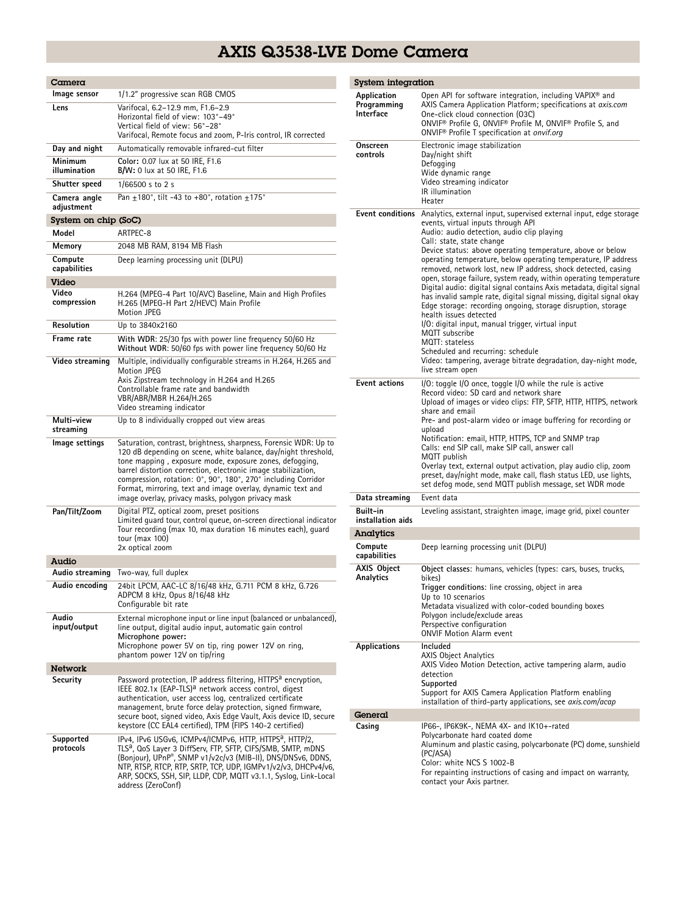# AXIS Q3538-LVE Dome Camera

## Camera

| | |
|---|---|
| **Image sensor** | 1/1.2" progressive scan RGB CMOS |
| **Lens** | Varifocal, 6.2–12.9 mm, F1.6–2.9<br>Horizontal field of view: 103°–49°<br>Vertical field of view: 56°–28°<br>Varifocal, Remote focus and zoom, P-Iris control, IR corrected |
| **Day and night** | Automatically removable infrared-cut filter |
| **Minimum illumination** | **Color:** 0.07 lux at 50 IRE, F1.6<br>**B/W:** 0 lux at 50 IRE, F1.6 |
| **Shutter speed** | 1/66500 s to 2 s |
| **Camera angle adjustment** | Pan ±180°, tilt -43 to +80°, rotation ±175° |

## System on chip (SoC)

| | |
|---|---|
| **Model** | ARTPEC-8 |
| **Memory** | 2048 MB RAM, 8194 MB Flash |
| **Compute capabilities** | Deep learning processing unit (DLPU) |

## Video

| | |
|---|---|
| **Video compression** | H.264 (MPEG-4 Part 10/AVC) Baseline, Main and High Profiles<br>H.265 (MPEG-H Part 2/HEVC) Main Profile<br>Motion JPEG |
| **Resolution** | Up to 3840x2160 |
| **Frame rate** | **With WDR**: 25/30 fps with power line frequency 50/60 Hz<br>**Without WDR**: 50/60 fps with power line frequency 50/60 Hz |
| **Video streaming** | Multiple, individually configurable streams in H.264, H.265 and Motion JPEG<br>Axis Zipstream technology in H.264 and H.265<br>Controllable frame rate and bandwidth<br>VBR/ABR/MBR H.264/H.265<br>Video streaming indicator |
| **Multi-view streaming** | Up to 8 individually cropped out view areas |
| **Image settings** | Saturation, contrast, brightness, sharpness, Forensic WDR: Up to 120 dB depending on scene, white balance, day/night threshold, tone mapping , exposure mode, exposure zones, defogging, barrel distortion correction, electronic image stabilization, compression, rotation: 0°, 90°, 180°, 270° including Corridor Format, mirroring, text and image overlay, dynamic text and image overlay, privacy masks, polygon privacy mask |
| **Pan/Tilt/Zoom** | Digital PTZ, optical zoom, preset positions<br>Limited guard tour, control queue, on-screen directional indicator<br>Tour recording (max 10, max duration 16 minutes each), guard tour (max 100)<br>2x optical zoom |

## Audio

| | |
|---|---|
| **Audio streaming** | Two-way, full duplex |
| **Audio encoding** | 24bit LPCM, AAC-LC 8/16/48 kHz, G.711 PCM 8 kHz, G.726 ADPCM 8 kHz, Opus 8/16/48 kHz<br>Configurable bit rate |
| **Audio input/output** | External microphone input or line input (balanced or unbalanced), line output, digital audio input, automatic gain control<br>**Microphone power:**<br>Microphone power 5V on tip, ring power 12V on ring, phantom power 12V on tip/ring |

## Network

| | |
|---|---|
| **Security** | Password protection, IP address filtering, HTTPS[a] encryption, IEEE 802.1x (EAP-TLS)[a] network access control, digest authentication, user access log, centralized certificate management, brute force delay protection, signed firmware, secure boot, signed video, Axis Edge Vault, Axis device ID, secure keystore (CC EAL4 certified), TPM (FIPS 140-2 certified) |
| **Supported protocols** | IPv4, IPv6 USGv6, ICMPv4/ICMPv6, HTTP, HTTPS[a], HTTP/2, TLS[a], QoS Layer 3 DiffServ, FTP, SFTP, CIFS/SMB, SMTP, mDNS (Bonjour), UPnP®, SNMP v1/v2c/v3 (MIB-II), DNS/DNSv6, DDNS, NTP, RTSP, RTCP, RTP, SRTP, TCP, UDP, IGMPv1/v2/v3, DHCPv4/v6, ARP, SOCKS, SSH, SIP, LLDP, CDP, MQTT v3.1.1, Syslog, Link-Local address (ZeroConf) |

## System integration

| | |
|---|---|
| **Application Programming Interface** | Open API for software integration, including VAPIX® and AXIS Camera Application Platform; specifications at *axis.com*<br>One-click cloud connection (O3C)<br>ONVIF® Profile G, ONVIF® Profile M, ONVIF® Profile S, and ONVIF® Profile T specification at *onvif.org* |
| **Onscreen controls** | Electronic image stabilization<br>Day/night shift<br>Defogging<br>Wide dynamic range<br>Video streaming indicator<br>IR illumination<br>Heater |
| **Event conditions** | Analytics, external input, supervised external input, edge storage events, virtual inputs through API<br>Audio: audio detection, audio clip playing<br>Call: state, state change<br>Device status: above operating temperature, above or below operating temperature, below operating temperature, IP address removed, network lost, new IP address, shock detected, casing open, storage failure, system ready, within operating temperature<br>Digital audio: digital signal contains Axis metadata, digital signal has invalid sample rate, digital signal missing, digital signal okay<br>Edge storage: recording ongoing, storage disruption, storage health issues detected<br>I/O: digital input, manual trigger, virtual input<br>MQTT subscribe<br>MQTT: stateless<br>Scheduled and recurring: schedule<br>Video: tampering, average bitrate degradation, day-night mode, live stream open |
| **Event actions** | I/O: toggle I/O once, toggle I/O while the rule is active<br>Record video: SD card and network share<br>Upload of images or video clips: FTP, SFTP, HTTP, HTTPS, network share and email<br>Pre- and post-alarm video or image buffering for recording or upload<br>Notification: email, HTTP, HTTPS, TCP and SNMP trap<br>Calls: end SIP call, make SIP call, answer call<br>MQTT publish<br>Overlay text, external output activation, play audio clip, zoom preset, day/night mode, make call, flash status LED, use lights, set defog mode, send MQTT publish message, set WDR mode |
| **Data streaming** | Event data |
| **Built-in installation aids** | Leveling assistant, straighten image, image grid, pixel counter |

## Analytics

| | |
|---|---|
| **Compute capabilities** | Deep learning processing unit (DLPU) |
| **AXIS Object Analytics** | **Object classes**: humans, vehicles (types: cars, buses, trucks, bikes)<br>**Trigger conditions**: line crossing, object in area<br>Up to 10 scenarios<br>Metadata visualized with color-coded bounding boxes<br>Polygon include/exclude areas<br>Perspective configuration<br>ONVIF Motion Alarm event |
| **Applications** | **Included**<br>AXIS Object Analytics<br>AXIS Video Motion Detection, active tampering alarm, audio detection<br>**Supported**<br>Support for AXIS Camera Application Platform enabling installation of third-party applications, see *axis.com/acap* |

## General

| | |
|---|---|
| **Casing** | IP66-, IP6K9K-, NEMA 4X- and IK10+-rated<br>Polycarbonate hard coated dome<br>Aluminum and plastic casing, polycarbonate (PC) dome, sunshield (PC/ASA)<br>Color: white NCS S 1002-B<br>For repainting instructions of casing and impact on warranty, contact your Axis partner. |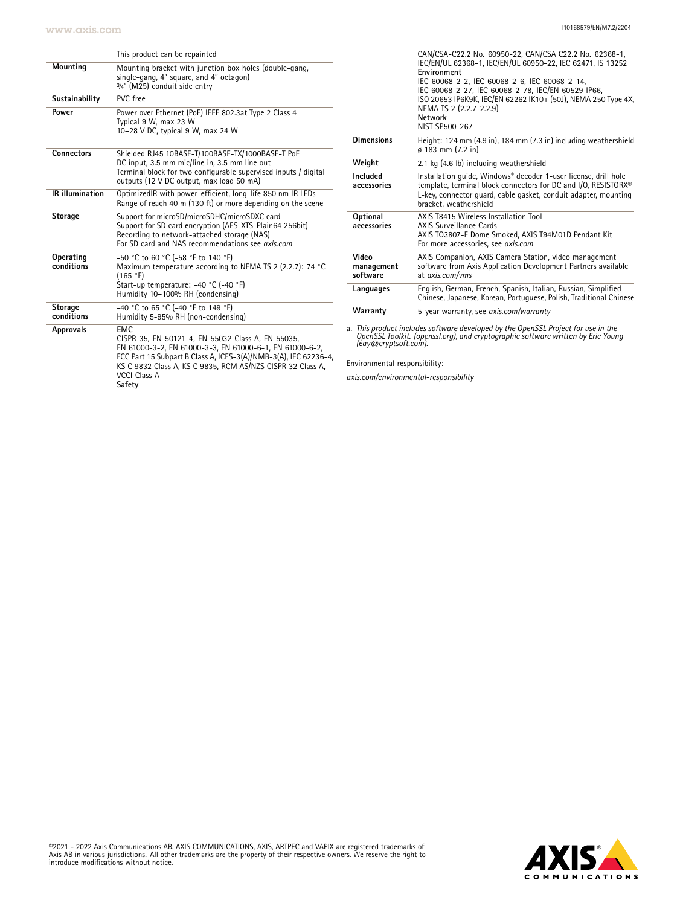| | |
|---|---|
| | This product can be repainted |
| **Mounting** | Mounting bracket with junction box holes (double-gang, single-gang, 4" square, and 4" octagon)<br>¾" (M25) conduit side entry |
| **Sustainability** | PVC free |
| **Power** | Power over Ethernet (PoE) IEEE 802.3at Type 2 Class 4<br>Typical 9 W, max 23 W<br>10–28 V DC, typical 9 W, max 24 W |
| **Connectors** | Shielded RJ45 10BASE-T/100BASE-TX/1000BASE-T PoE<br>DC input, 3.5 mm mic/line in, 3.5 mm line out<br>Terminal block for two configurable supervised inputs / digital outputs (12 V DC output, max load 50 mA) |
| **IR illumination** | OptimizedIR with power-efficient, long-life 850 nm IR LEDs<br>Range of reach 40 m (130 ft) or more depending on the scene |
| **Storage** | Support for microSD/microSDHC/microSDXC card<br>Support for SD card encryption (AES-XTS-Plain64 256bit)<br>Recording to network-attached storage (NAS)<br>For SD card and NAS recommendations see *axis.com* |
| **Operating conditions** | -50 °C to 60 °C (-58 °F to 140 °F)<br>Maximum temperature according to NEMA TS 2 (2.2.7): 74 °C (165 °F)<br>Start-up temperature: -40 °C (-40 °F)<br>Humidity 10–100% RH (condensing) |
| **Storage conditions** | -40 °C to 65 °C (-40 °F to 149 °F)<br>Humidity 5-95% RH (non-condensing) |
| **Approvals** | **EMC**<br>CISPR 35, EN 50121-4, EN 55032 Class A, EN 55035, EN 61000-3-2, EN 61000-3-3, EN 61000-6-1, EN 61000-6-2, FCC Part 15 Subpart B Class A, ICES-3(A)/NMB-3(A), IEC 62236-4, KS C 9832 Class A, KS C 9835, RCM AS/NZS CISPR 32 Class A, VCCI Class A<br>**Safety**<br>CAN/CSA-C22.2 No. 60950-22, CAN/CSA C22.2 No. 62368-1, IEC/EN/UL 62368-1, IEC/EN/UL 60950-22, IEC 62471, IS 13252<br>**Environment**<br>IEC 60068-2-2, IEC 60068-2-6, IEC 60068-2-14, IEC 60068-2-27, IEC 60068-2-78, IEC/EN 60529 IP66, ISO 20653 IP6K9K, IEC/EN 62262 IK10+ (50J), NEMA 250 Type 4X, NEMA TS 2 (2.2.7-2.2.9)<br>**Network**<br>NIST SP500-267 |
| **Dimensions** | Height: 124 mm (4.9 in), 184 mm (7.3 in) including weathershield<br>ø 183 mm (7.2 in) |
| **Weight** | 2.1 kg (4.6 lb) including weathershield |
| **Included accessories** | Installation guide, Windows® decoder 1-user license, drill hole template, terminal block connectors for DC and I/O, RESISTORX® L-key, connector guard, cable gasket, conduit adapter, mounting bracket, weathershield |
| **Optional accessories** | AXIS T8415 Wireless Installation Tool<br>AXIS Surveillance Cards<br>AXIS TQ3807-E Dome Smoked, AXIS T94M01D Pendant Kit<br>For more accessories, see *axis.com* |
| **Video management software** | AXIS Companion, AXIS Camera Station, video management software from Axis Application Development Partners available at *axis.com/vms* |
| **Languages** | English, German, French, Spanish, Italian, Russian, Simplified Chinese, Japanese, Korean, Portuguese, Polish, Traditional Chinese |
| **Warranty** | 5-year warranty, see *axis.com/warranty* |

a. *This product includes software developed by the OpenSSL Project for use in the OpenSSL Toolkit. (openssl.org), and cryptographic software written by Eric Young (eay@cryptsoft.com).*

Environmental responsibility:

*axis.com/environmental-responsibility*

©2021 - 2022 Axis Communications AB. AXIS COMMUNICATIONS, AXIS, ARTPEC and VAPIX are registered trademarks of Axis AB in various jurisdictions. All other trademarks are the property of their respective owners. We reserve the right to introduce modifications without notice.